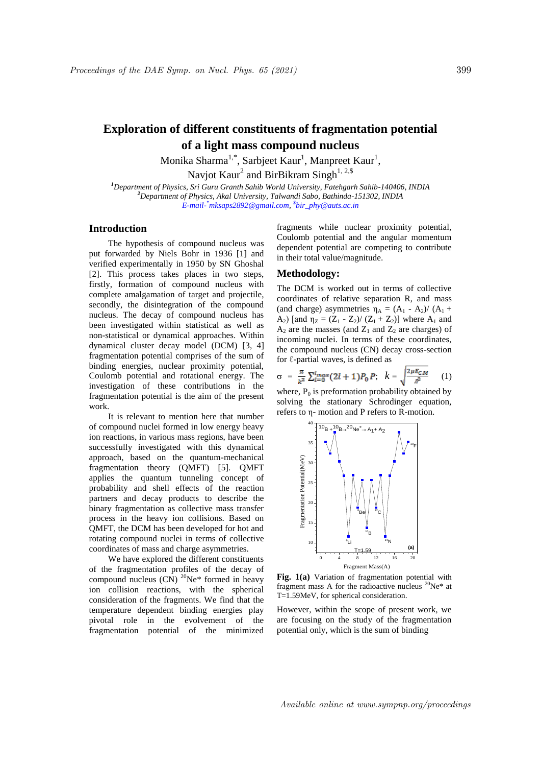# Exploration of different constituents of fragmentation potential of a light mass compound nucleus

Monika Sharma[1,*], Sarbjeet Kaur[1], Manpreet Kaur[1], Navjot Kaur[2] and BirBikram Singh[1, 2,$]

*[1]Department of Physics, Sri Guru Granth Sahib World University, Fatehgarh Sahib-140406, INDIA*
*[2]Department of Physics, Akal University, Talwandi Sabo, Bathinda-151302, INDIA*
*E-mail-[*]mksaps2892@gmail.com, [$]bir_phy@auts.ac.in*

## Introduction

The hypothesis of compound nucleus was put forwarded by Niels Bohr in 1936 [1] and verified experimentally in 1950 by SN Ghoshal [2]. This process takes places in two steps, firstly, formation of compound nucleus with complete amalgamation of target and projectile, secondly, the disintegration of the compound nucleus. The decay of compound nucleus has been investigated within statistical as well as non-statistical or dynamical approaches. Within dynamical cluster decay model (DCM) [3, 4] fragmentation potential comprises of the sum of binding energies, nuclear proximity potential, Coulomb potential and rotational energy. The investigation of these contributions in the fragmentation potential is the aim of the present work.

It is relevant to mention here that number of compound nuclei formed in low energy heavy ion reactions, in various mass regions, have been successfully investigated with this dynamical approach, based on the quantum-mechanical fragmentation theory (QMFT) [5]. QMFT applies the quantum tunneling concept of probability and shell effects of the reaction partners and decay products to describe the binary fragmentation as collective mass transfer process in the heavy ion collisions. Based on QMFT, the DCM has been developed for hot and rotating compound nuclei in terms of collective coordinates of mass and charge asymmetries.

We have explored the different constituents of the fragmentation profiles of the decay of compound nucleus (CN) $^{20}Ne^*$ formed in heavy ion collision reactions, with the spherical consideration of the fragments. We find that the temperature dependent binding energies play pivotal role in the evolvement of the fragmentation potential of the minimized fragments while nuclear proximity potential, Coulomb potential and the angular momentum dependent potential are competing to contribute in their total value/magnitude.

## Methodology:

The DCM is worked out in terms of collective coordinates of relative separation R, and mass (and charge) asymmetries $\eta_A = (A_1 - A_2)/(A_1 + A_2)$ [and $\eta_Z = (Z_1 - Z_2)/(Z_1 + Z_2)$] where $A_1$ and $A_2$ are the masses (and $Z_1$ and $Z_2$ are charges) of incoming nuclei. In terms of these coordinates, the compound nucleus (CN) decay cross-section for ℓ-partial waves, is defined as

$$\sigma = \frac{\pi}{k^2}\sum_{l=0}^{l_{max}}(2l+1)P_0 P; \quad k = \sqrt{\frac{2\mu E_{C.M}}{\hbar^2}} \qquad (1)$$

where, $P_0$ is preformation probability obtained by solving the stationary Schrodinger equation, refers to η- motion and P refers to R-motion.

**Fig. 1(a)** Variation of fragmentation potential with fragment mass A for the radioactive nucleus $^{20}Ne^*$ at T=1.59MeV, for spherical consideration.

However, within the scope of present work, we are focusing on the study of the fragmentation potential only, which is the sum of binding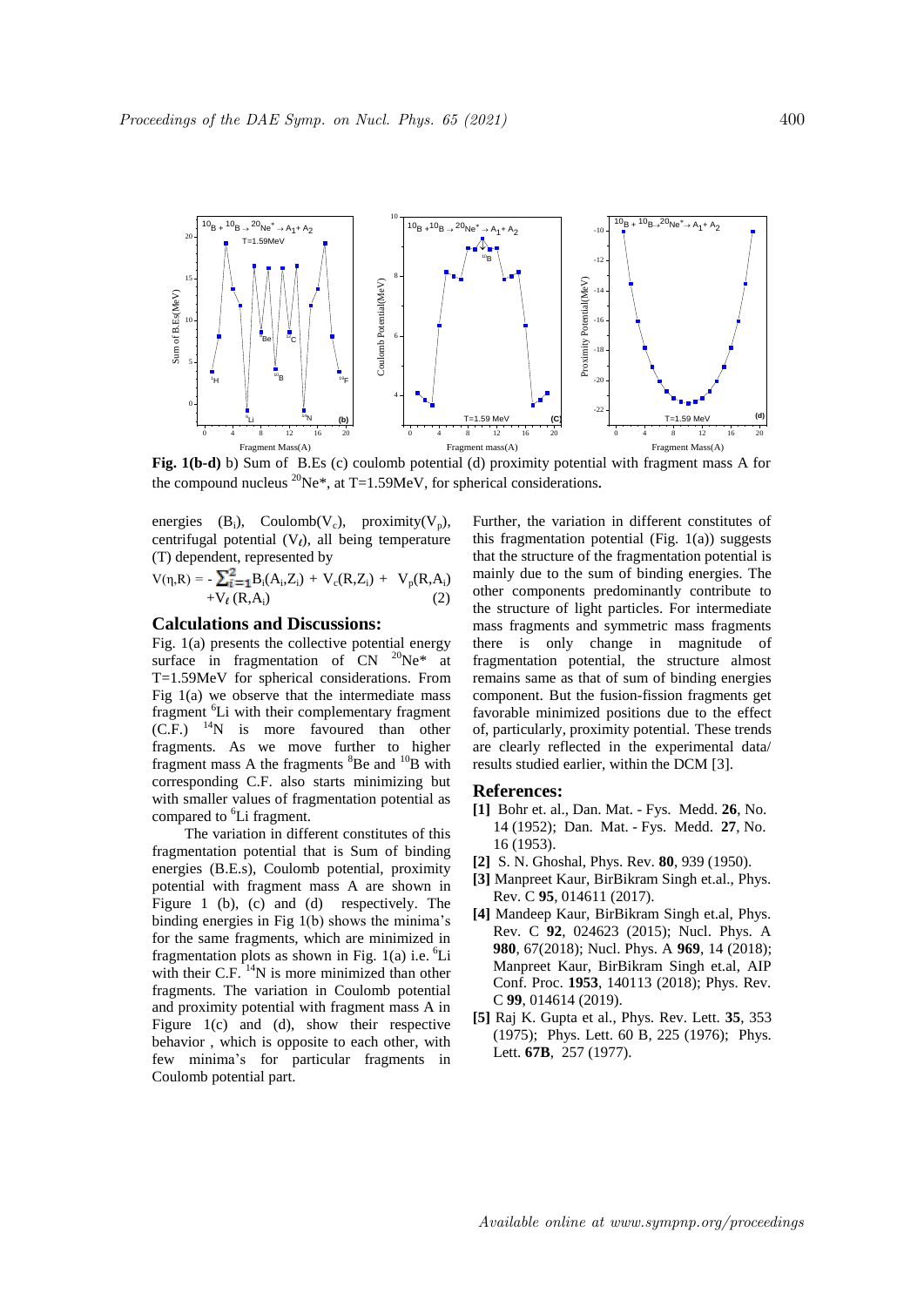$^{10}B + ^{10}B \rightarrow ^{20}Ne^* \rightarrow A_1 + A_2$

T=1.59MeV

Sum of B.Es(MeV)

Fragment Mass(A)

(b)

$^{10}B + ^{10}B \rightarrow ^{20}Ne^* \rightarrow A_1 + A_2$

Coulomb Potential(MeV)

T=1.59 MeV

Fragment mass(A)

(C)

$^{10}B + ^{10}B \rightarrow ^{20}Ne^* \rightarrow A_1 + A_2$

Proximity Potential(MeV)

T=1.59 MeV

Fragment Mass(A)

(d)

**Fig. 1(b-d)** b) Sum of B.Es (c) coulomb potential (d) proximity potential with fragment mass A for the compound nucleus $^{20}Ne^*$, at T=1.59MeV, for spherical considerations.

energies ($B_i$), Coulomb($V_c$), proximity($V_p$), centrifugal potential ($V_\ell$), all being temperature (T) dependent, represented by

$$V(\eta,R) = -\sum_{i=1}^{2} B_i(A_i,Z_i) + V_c(R,Z_i) + V_p(R,A_i) + V_\ell(R,A_i) \quad (2)$$

## Calculations and Discussions:

Fig. 1(a) presents the collective potential energy surface in fragmentation of CN $^{20}Ne^*$ at T=1.59MeV for spherical considerations. From Fig 1(a) we observe that the intermediate mass fragment $^{6}Li$ with their complementary fragment (C.F.) $^{14}N$ is more favoured than other fragments. As we move further to higher fragment mass A the fragments $^{8}Be$ and $^{10}B$ with corresponding C.F. also starts minimizing but with smaller values of fragmentation potential as compared to $^{6}Li$ fragment.

The variation in different constitutes of this fragmentation potential that is Sum of binding energies (B.E.s), Coulomb potential, proximity potential with fragment mass A are shown in Figure 1 (b), (c) and (d) respectively. The binding energies in Fig 1(b) shows the minima's for the same fragments, which are minimized in fragmentation plots as shown in Fig. 1(a) i.e. $^{6}Li$ with their C.F. $^{14}N$ is more minimized than other fragments. The variation in Coulomb potential and proximity potential with fragment mass A in Figure 1(c) and (d), show their respective behavior , which is opposite to each other, with few minima's for particular fragments in Coulomb potential part.

Further, the variation in different constitutes of this fragmentation potential (Fig. 1(a)) suggests that the structure of the fragmentation potential is mainly due to the sum of binding energies. The other components predominantly contribute to the structure of light particles. For intermediate mass fragments and symmetric mass fragments there is only change in magnitude of fragmentation potential, the structure almost remains same as that of sum of binding energies component. But the fusion-fission fragments get favorable minimized positions due to the effect of, particularly, proximity potential. These trends are clearly reflected in the experimental data/ results studied earlier, within the DCM [3].

## References:

**[1]** Bohr et. al., Dan. Mat. - Fys. Medd. **26**, No. 14 (1952); Dan. Mat. - Fys. Medd. **27**, No. 16 (1953).

**[2]** S. N. Ghoshal, Phys. Rev. **80**, 939 (1950).

**[3]** Manpreet Kaur, BirBikram Singh et.al., Phys. Rev. C **95**, 014611 (2017).

**[4]** Mandeep Kaur, BirBikram Singh et.al, Phys. Rev. C **92**, 024623 (2015); Nucl. Phys. A **980**, 67(2018); Nucl. Phys. A **969**, 14 (2018); Manpreet Kaur, BirBikram Singh et.al, AIP Conf. Proc. **1953**, 140113 (2018); Phys. Rev. C **99**, 014614 (2019).

**[5]** Raj K. Gupta et al., Phys. Rev. Lett. **35**, 353 (1975); Phys. Lett. 60 B, 225 (1976); Phys. Lett. **67B**, 257 (1977).